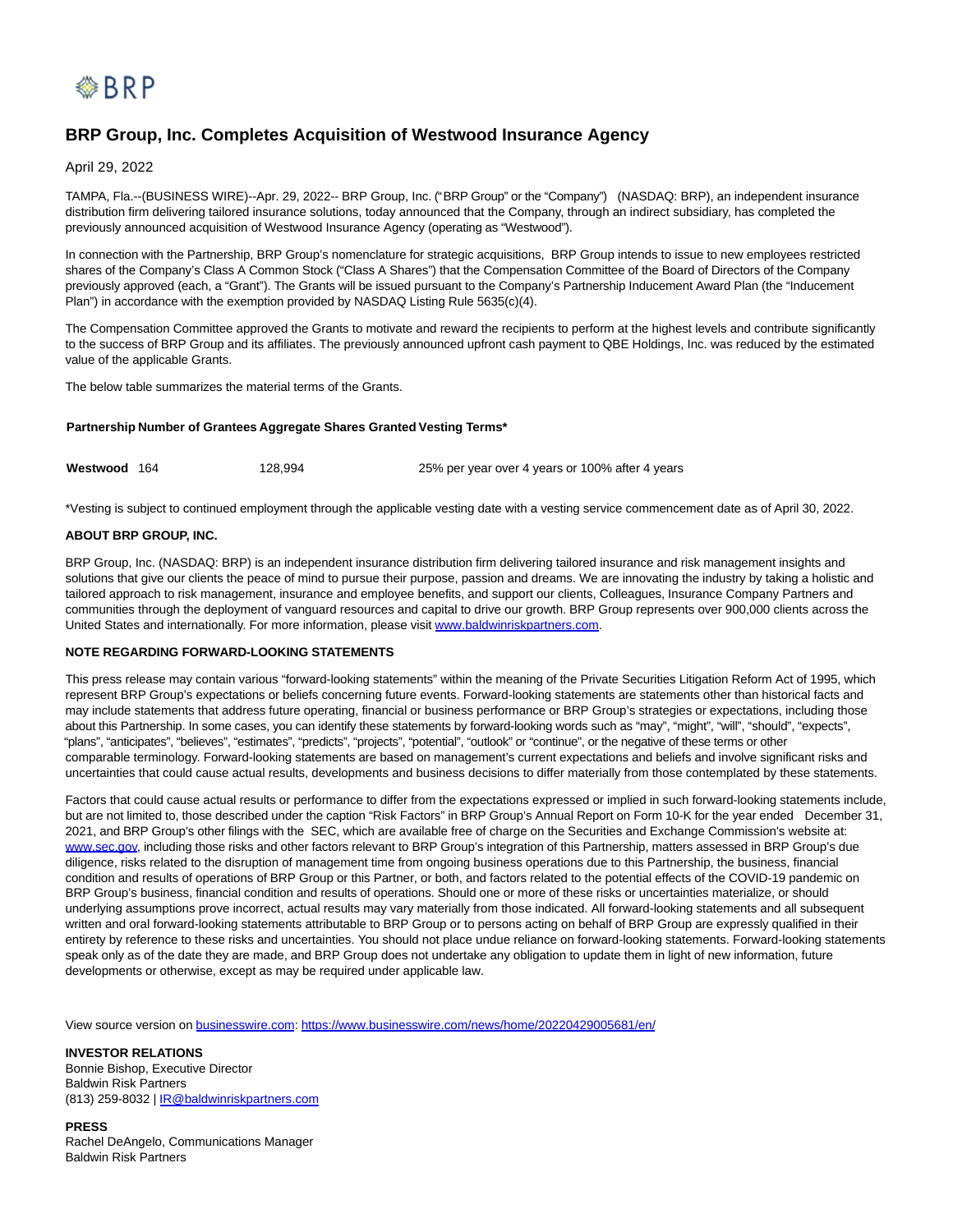BRP

# BRP Group, Inc. Completes Acquisition of Westwood Insurance Agency

April 29, 2022

TAMPA, Fla.--(BUSINESS WIRE)--Apr. 29, 2022-- BRP Group, Inc. ("BRP Group" or the "Company") (NASDAQ: BRP), an independent insurance distribution firm delivering tailored insurance solutions, today announced that the Company, through an indirect subsidiary, has completed the previously announced acquisition of Westwood Insurance Agency (operating as "Westwood").

In connection with the Partnership, BRP Group's nomenclature for strategic acquisitions, BRP Group intends to issue to new employees restricted shares of the Company's Class A Common Stock ("Class A Shares") that the Compensation Committee of the Board of Directors of the Company previously approved (each, a "Grant"). The Grants will be issued pursuant to the Company's Partnership Inducement Award Plan (the "Inducement Plan") in accordance with the exemption provided by NASDAQ Listing Rule 5635(c)(4).

The Compensation Committee approved the Grants to motivate and reward the recipients to perform at the highest levels and contribute significantly to the success of BRP Group and its affiliates. The previously announced upfront cash payment to QBE Holdings, Inc. was reduced by the estimated value of the applicable Grants.

The below table summarizes the material terms of the Grants.

| Partnership | Number of Grantees | Aggregate Shares Granted | Vesting Terms* |
|---|---|---|---|
| **Westwood** | 164 | 128,994 | 25% per year over 4 years or 100% after 4 years |

*Vesting is subject to continued employment through the applicable vesting date with a vesting service commencement date as of April 30, 2022.

**ABOUT BRP GROUP, INC.**

BRP Group, Inc. (NASDAQ: BRP) is an independent insurance distribution firm delivering tailored insurance and risk management insights and solutions that give our clients the peace of mind to pursue their purpose, passion and dreams. We are innovating the industry by taking a holistic and tailored approach to risk management, insurance and employee benefits, and support our clients, Colleagues, Insurance Company Partners and communities through the deployment of vanguard resources and capital to drive our growth. BRP Group represents over 900,000 clients across the United States and internationally. For more information, please visit www.baldwinriskpartners.com.

**NOTE REGARDING FORWARD-LOOKING STATEMENTS**

This press release may contain various "forward-looking statements" within the meaning of the Private Securities Litigation Reform Act of 1995, which represent BRP Group's expectations or beliefs concerning future events. Forward-looking statements are statements other than historical facts and may include statements that address future operating, financial or business performance or BRP Group's strategies or expectations, including those about this Partnership. In some cases, you can identify these statements by forward-looking words such as "may", "might", "will", "should", "expects", "plans", "anticipates", "believes", "estimates", "predicts", "projects", "potential", "outlook" or "continue", or the negative of these terms or other comparable terminology. Forward-looking statements are based on management's current expectations and beliefs and involve significant risks and uncertainties that could cause actual results, developments and business decisions to differ materially from those contemplated by these statements.

Factors that could cause actual results or performance to differ from the expectations expressed or implied in such forward-looking statements include, but are not limited to, those described under the caption "Risk Factors" in BRP Group's Annual Report on Form 10-K for the year ended December 31, 2021, and BRP Group's other filings with the SEC, which are available free of charge on the Securities and Exchange Commission's website at: www.sec.gov, including those risks and other factors relevant to BRP Group's integration of this Partnership, matters assessed in BRP Group's due diligence, risks related to the disruption of management time from ongoing business operations due to this Partnership, the business, financial condition and results of operations of BRP Group or this Partner, or both, and factors related to the potential effects of the COVID-19 pandemic on BRP Group's business, financial condition and results of operations. Should one or more of these risks or uncertainties materialize, or should underlying assumptions prove incorrect, actual results may vary materially from those indicated. All forward-looking statements and all subsequent written and oral forward-looking statements attributable to BRP Group or to persons acting on behalf of BRP Group are expressly qualified in their entirety by reference to these risks and uncertainties. You should not place undue reliance on forward-looking statements. Forward-looking statements speak only as of the date they are made, and BRP Group does not undertake any obligation to update them in light of new information, future developments or otherwise, except as may be required under applicable law.

View source version on businesswire.com: https://www.businesswire.com/news/home/20220429005681/en/

**INVESTOR RELATIONS**
Bonnie Bishop, Executive Director
Baldwin Risk Partners
(813) 259-8032 | IR@baldwinriskpartners.com

**PRESS**
Rachel DeAngelo, Communications Manager
Baldwin Risk Partners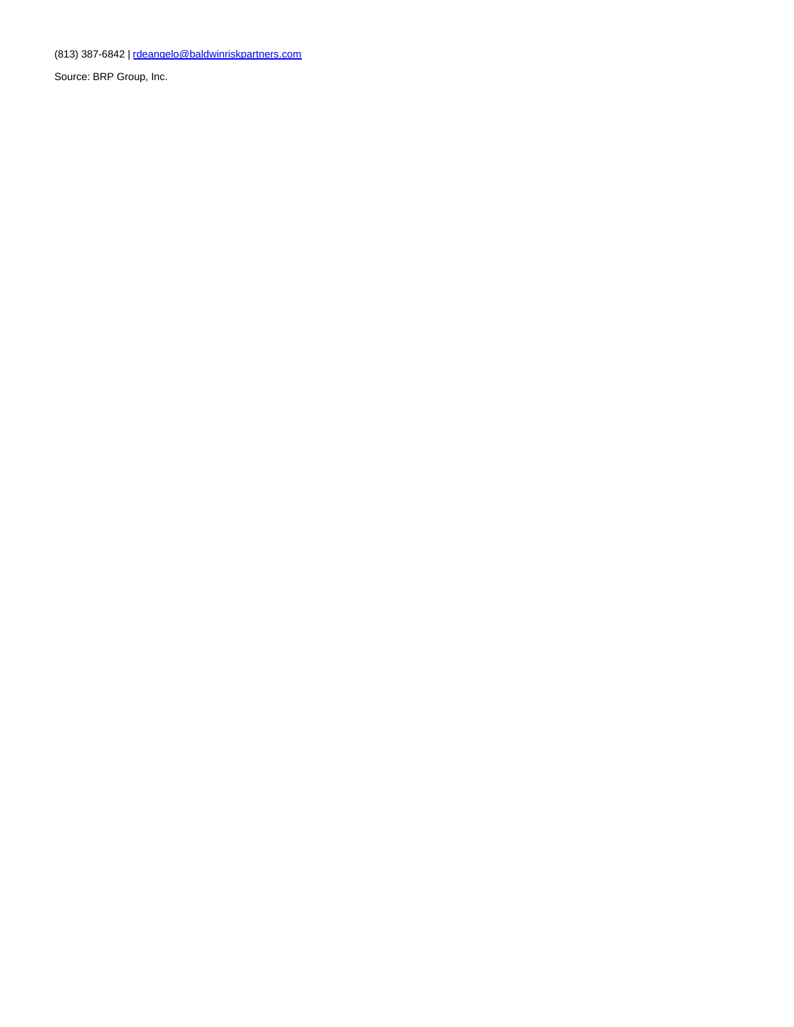(813) 387-6842 | [rdeangelo@baldwinriskpartners.com](mailto:rdeangelo@baldwinriskpartners.com)

Source: BRP Group, Inc.